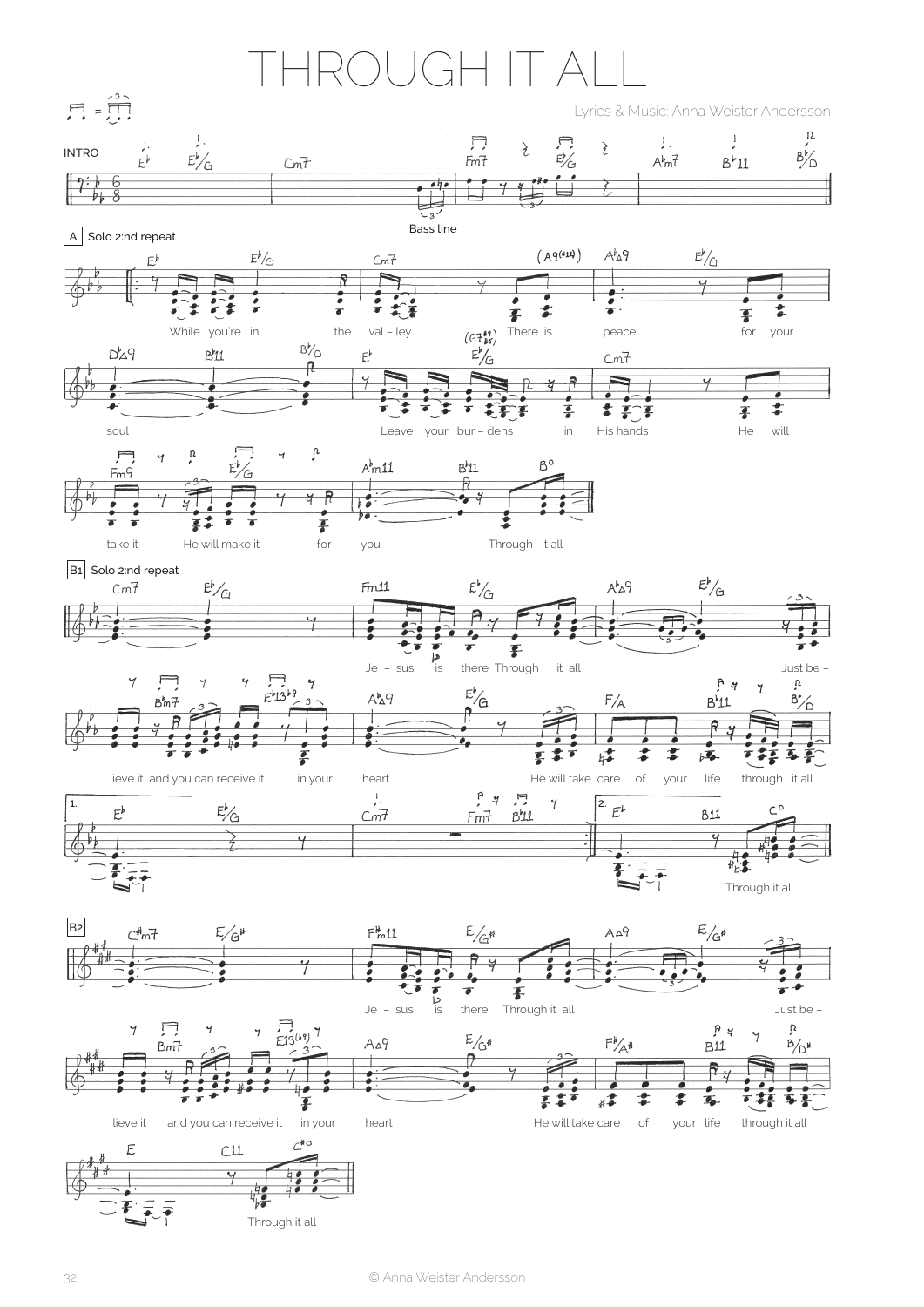# THROUGH IT ALL

Lyrics & Music: Anna Weister Andersson

INTRO

Bass line

A Solo 2:nd repeat

While you're in the val – ley There is peace for your soul Leave your bur – dens in His hands He will take it He will make it for you Through it all

B1 Solo 2:nd repeat

Je – sus is there Through it all Just be – lieve it and you can receive it in your heart He will take care of your life through it all

Through it all

B2

Je – sus is there Through it all Just be – lieve it and you can receive it in your heart He will take care of your life through it all

Through it all

© Anna Weister Andersson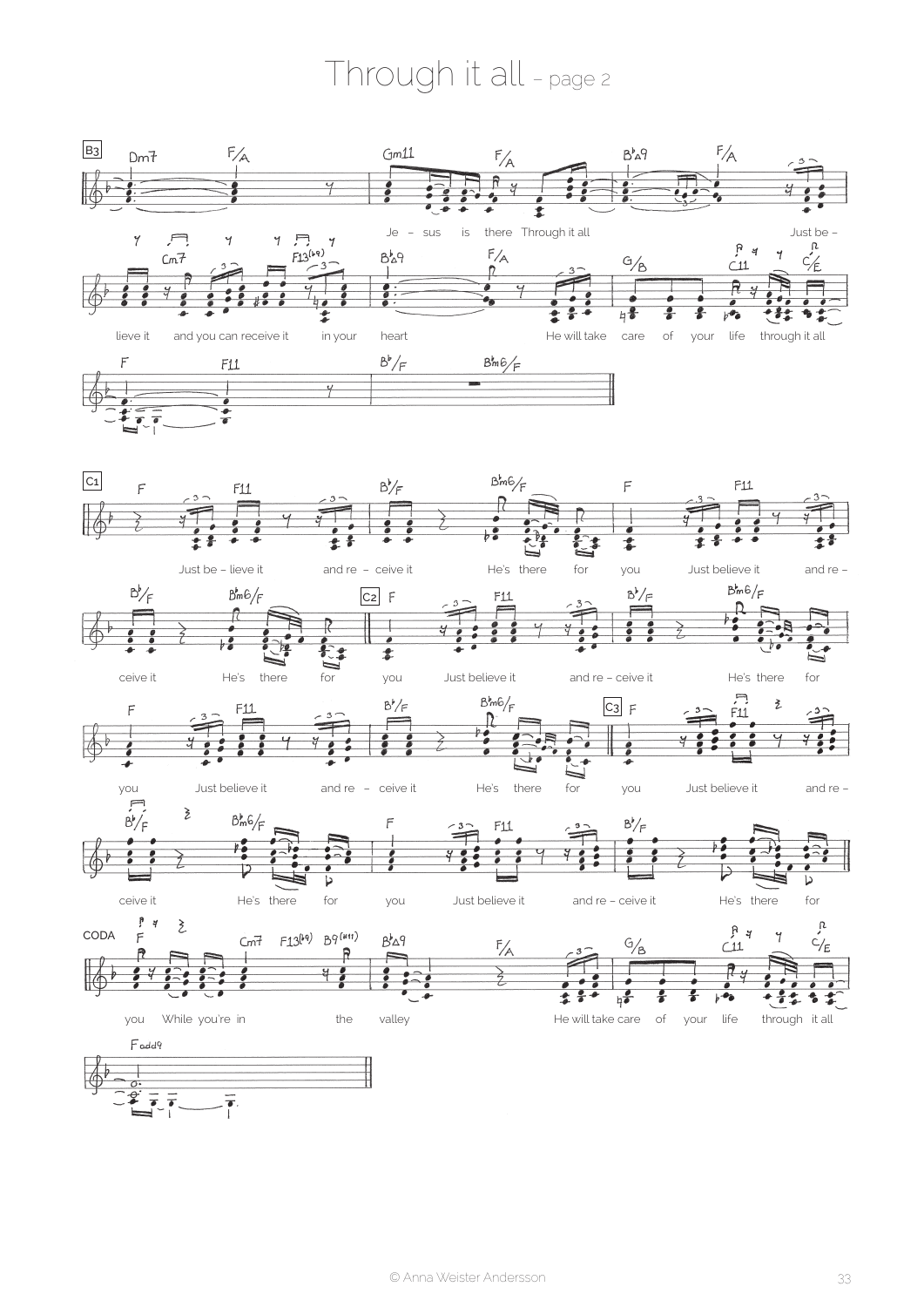# Through it all – page 2

B3

Dm7 F/A Gm11 F/A B♭Δ9 F/A

Je – sus is there Through it all Just be –

Cm7 F13(♭9) B♭Δ9 F/A G/B C11 C/E

lieve it and you can receive it in your heart He will take care of your life through it all

F F11 B♭/F B♭m6/F

C1

F F11 B♭/F B♭m6/F F F11

Just be – lieve it and re – ceive it He's there for you Just believe it and re –

B♭/F B♭m6/F

C2

F F11 B♭/F B♭m6/F

ceive it He's there for you Just believe it and re – ceive it He's there for

F F11 B♭/F B♭m6/F

C3

F F11

you Just believe it and re – ceive it He's there for you Just believe it and re –

B♭/F B♭m6/F F F11 B♭/F

ceive it He's there for you Just believe it and re – ceive it He's there for

CODA

F Cm7 F13(♭9) B9(♯11) B♭Δ9 F/A G/B C11 C/E

you While you're in the valley He will take care of your life through it all

Fadd9

© Anna Weister Andersson